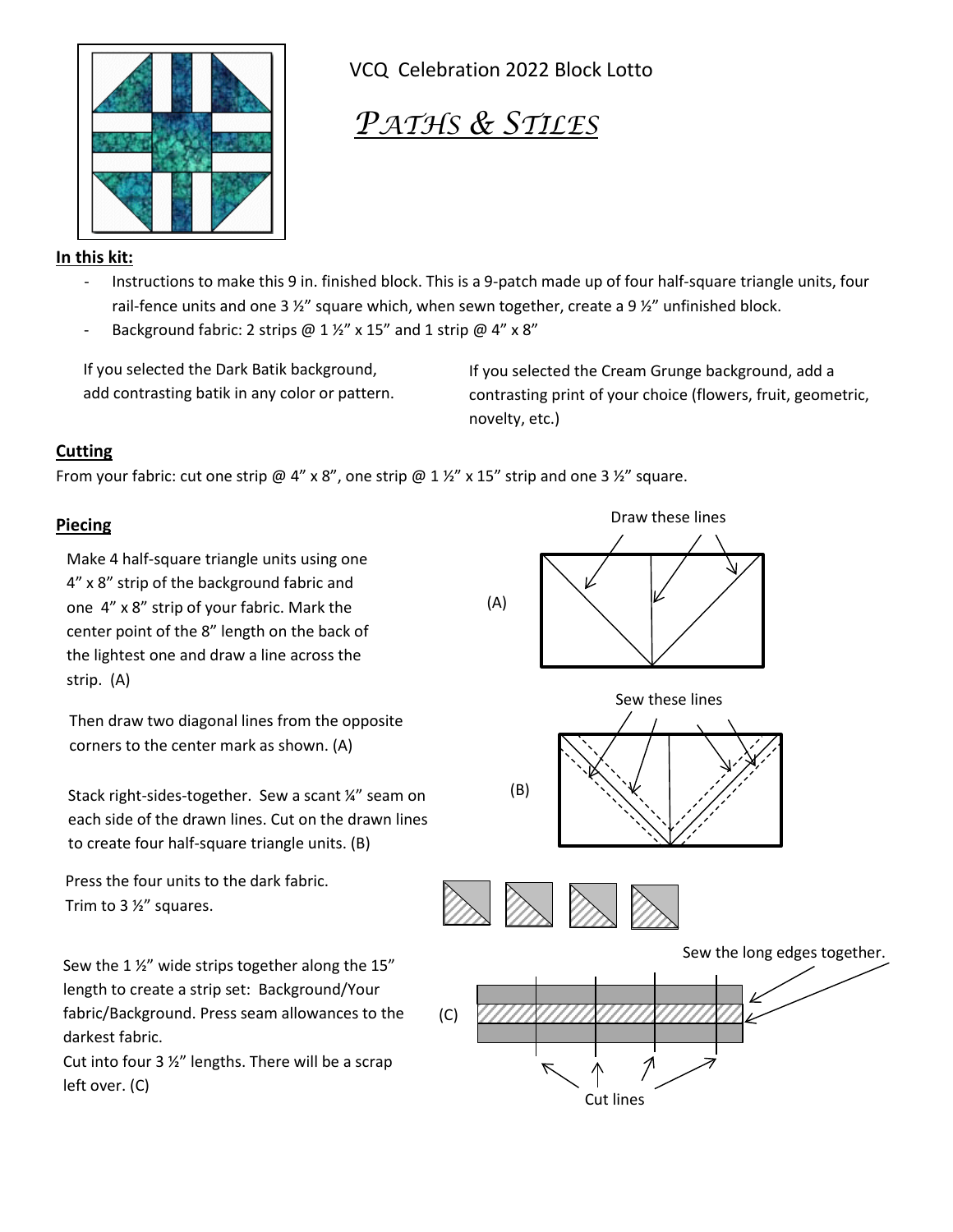VCQ Celebration 2022 Block Lotto

# *PATHS & STILES*

**In this kit:**

- Instructions to make this 9 in. finished block. This is a 9-patch made up of four half-square triangle units, four rail-fence units and one 3 ½" square which, when sewn together, create a 9 ½" unfinished block.
- Background fabric: 2 strips @ 1 ½" x 15" and 1 strip @ 4" x 8"

If you selected the Dark Batik background, add contrasting batik in any color or pattern.

If you selected the Cream Grunge background, add a contrasting print of your choice (flowers, fruit, geometric, novelty, etc.)

## Cutting

From your fabric: cut one strip @ 4" x 8", one strip @ 1 ½" x 15" strip and one 3 ½" square.

## Piecing

Make 4 half-square triangle units using one 4" x 8" strip of the background fabric and one 4" x 8" strip of your fabric. Mark the center point of the 8" length on the back of the lightest one and draw a line across the strip. (A)

Then draw two diagonal lines from the opposite corners to the center mark as shown. (A)

Stack right-sides-together. Sew a scant ¼" seam on each side of the drawn lines. Cut on the drawn lines to create four half-square triangle units. (B)

Press the four units to the dark fabric. Trim to 3 ½" squares.

Sew the 1 ½" wide strips together along the 15" length to create a strip set: Background/Your fabric/Background. Press seam allowances to the darkest fabric.
Cut into four 3 ½" lengths. There will be a scrap left over. (C)

Draw these lines

(A)

Sew these lines

(B)

Sew the long edges together.

(C)

Cut lines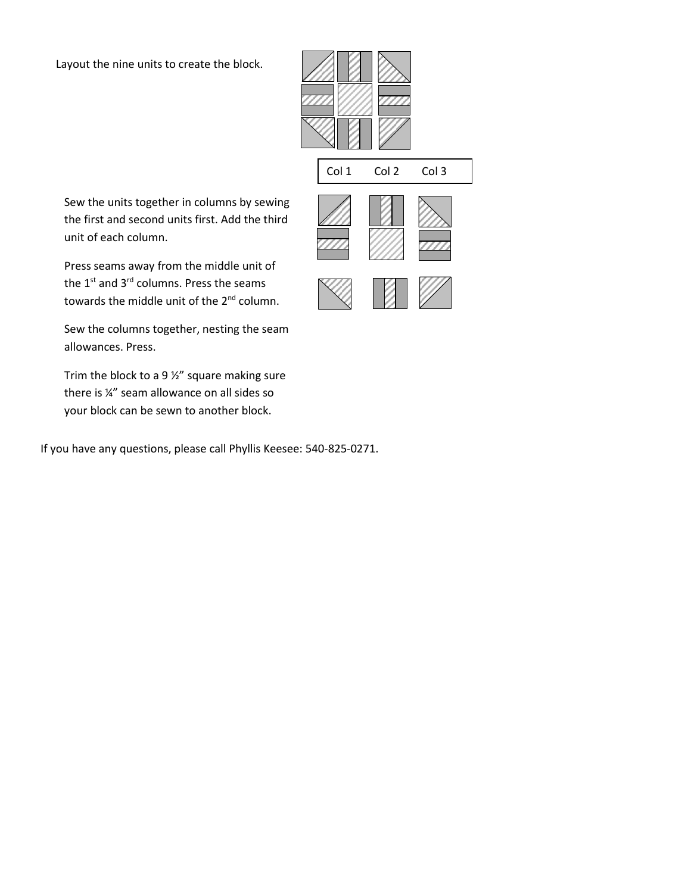Layout the nine units to create the block.

Col 1 Col 2 Col 3

Sew the units together in columns by sewing the first and second units first. Add the third unit of each column.

Press seams away from the middle unit of the 1st and 3rd columns. Press the seams towards the middle unit of the 2nd column.

Sew the columns together, nesting the seam allowances. Press.

Trim the block to a 9 ½” square making sure there is ¼” seam allowance on all sides so your block can be sewn to another block.

If you have any questions, please call Phyllis Keesee: 540-825-0271.